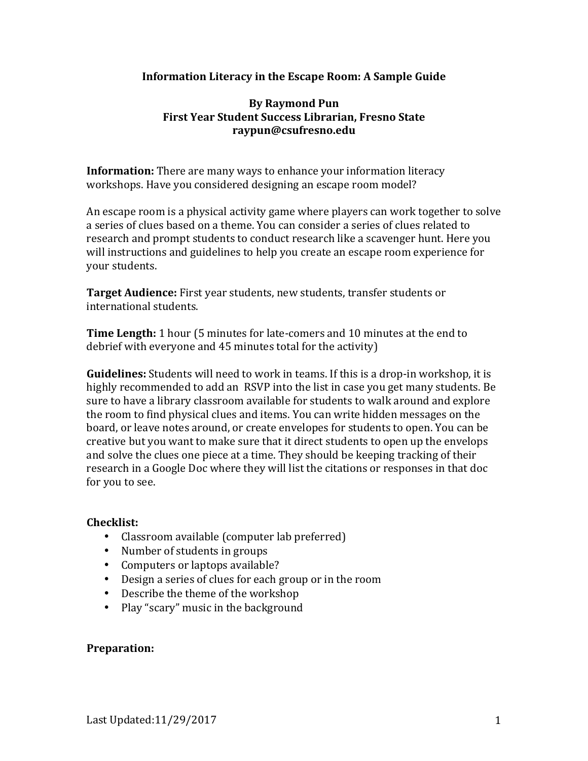# Information Literacy in the Escape Room: A Sample Guide

**By Raymond Pun**
**First Year Student Success Librarian, Fresno State**
**raypun@csufresno.edu**

**Information:** There are many ways to enhance your information literacy workshops. Have you considered designing an escape room model?

An escape room is a physical activity game where players can work together to solve a series of clues based on a theme. You can consider a series of clues related to research and prompt students to conduct research like a scavenger hunt. Here you will instructions and guidelines to help you create an escape room experience for your students.

**Target Audience:** First year students, new students, transfer students or international students.

**Time Length:** 1 hour (5 minutes for late-comers and 10 minutes at the end to debrief with everyone and 45 minutes total for the activity)

**Guidelines:** Students will need to work in teams. If this is a drop-in workshop, it is highly recommended to add an RSVP into the list in case you get many students. Be sure to have a library classroom available for students to walk around and explore the room to find physical clues and items. You can write hidden messages on the board, or leave notes around, or create envelopes for students to open. You can be creative but you want to make sure that it direct students to open up the envelops and solve the clues one piece at a time. They should be keeping tracking of their research in a Google Doc where they will list the citations or responses in that doc for you to see.

**Checklist:**

- Classroom available (computer lab preferred)
- Number of students in groups
- Computers or laptops available?
- Design a series of clues for each group or in the room
- Describe the theme of the workshop
- Play "scary" music in the background

**Preparation:**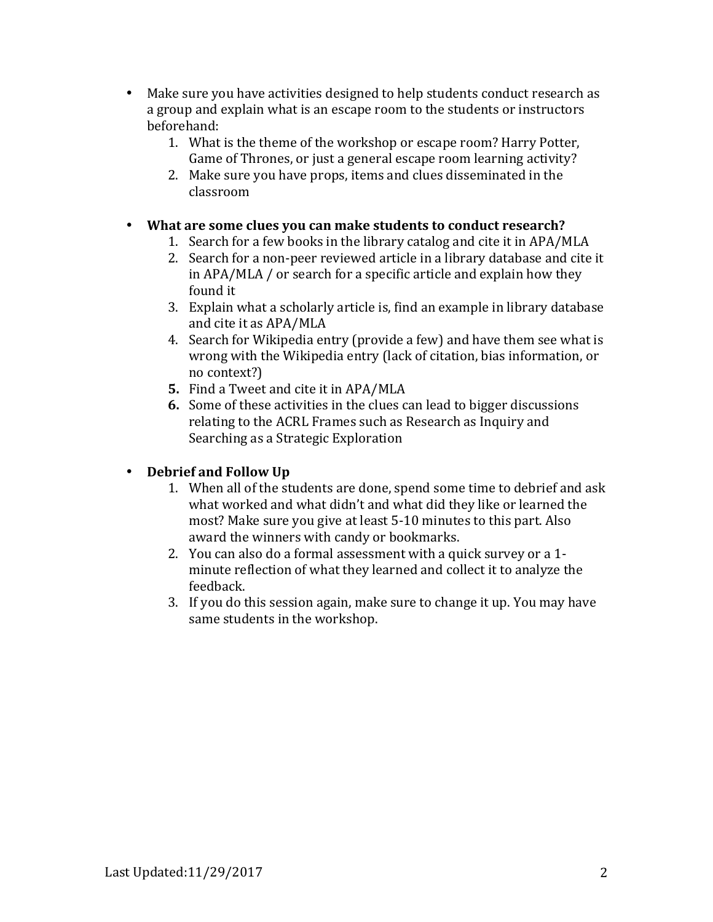- Make sure you have activities designed to help students conduct research as a group and explain what is an escape room to the students or instructors beforehand:
    1. What is the theme of the workshop or escape room? Harry Potter, Game of Thrones, or just a general escape room learning activity?
    2. Make sure you have props, items and clues disseminated in the classroom

- **What are some clues you can make students to conduct research?**
    1. Search for a few books in the library catalog and cite it in APA/MLA
    2. Search for a non-peer reviewed article in a library database and cite it in APA/MLA / or search for a specific article and explain how they found it
    3. Explain what a scholarly article is, find an example in library database and cite it as APA/MLA
    4. Search for Wikipedia entry (provide a few) and have them see what is wrong with the Wikipedia entry (lack of citation, bias information, or no context?)
    5. Find a Tweet and cite it in APA/MLA
    6. Some of these activities in the clues can lead to bigger discussions relating to the ACRL Frames such as Research as Inquiry and Searching as a Strategic Exploration

- **Debrief and Follow Up**
    1. When all of the students are done, spend some time to debrief and ask what worked and what didn't and what did they like or learned the most? Make sure you give at least 5-10 minutes to this part. Also award the winners with candy or bookmarks.
    2. You can also do a formal assessment with a quick survey or a 1-minute reflection of what they learned and collect it to analyze the feedback.
    3. If you do this session again, make sure to change it up. You may have same students in the workshop.

Last Updated:11/29/2017